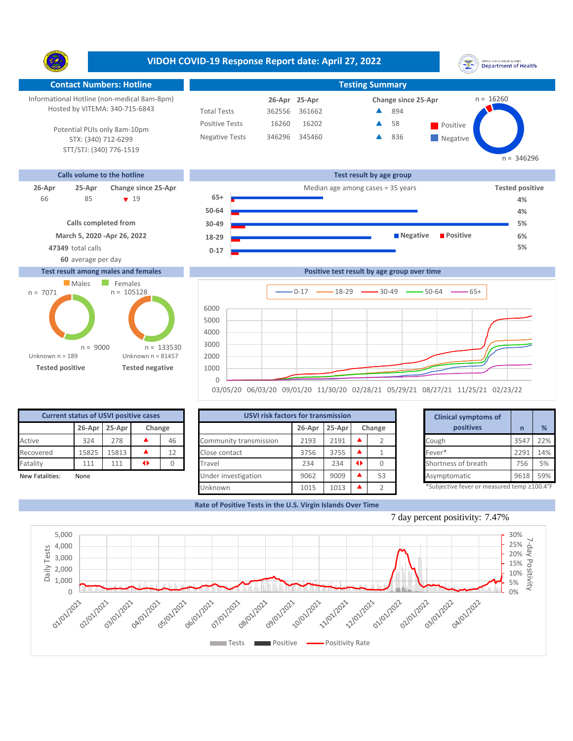# VIDOH COVID-19 Response Report date: April 27, 2022

## Contact Numbers: Hotline

Informational Hotline (non-medical 8am-8pm)
Hosted by VITEMA: 340-715-6843

Potential PUIs only 8am-10pm
STX: (340) 712-6299
STT/STJ: (340) 776-1519

## Testing Summary

| | 26-Apr | 25-Apr | Change since 25-Apr |
|---|---|---|---|
| Total Tests | 362556 | 361662 | ▲ 894 |
| Positive Tests | 16260 | 16202 | ▲ 58 |
| Negative Tests | 346296 | 345460 | ▲ 836 |

Positive n = 16260; Negative n = 346296

## Calls volume to the hotline

| 26-Apr | 25-Apr | Change since 25-Apr |
|---|---|---|
| 66 | 85 | ▼ 19 |

Calls completed from
March 5, 2020 -Apr 26, 2022
47349 total calls
60 average per day

## Test result by age group

Median age among cases = 35 years

| Age group | Tested positive |
|---|---|
| 65+ | 4% |
| 50-64 | 4% |
| 30-49 | 5% |
| 18-29 | 6% |
| 0-17 | 5% |

## Test result among males and females

| | Males | Females |
|---|---|---|
| Tested positive | n = 7071 | n = 9000 |
| Tested negative | n = 105128 | n = 133530 |

Tested positive: Unknown n = 189
Tested negative: Unknown n = 81457

## Positive test result by age group over time

Series: 0-17, 18-29, 30-49, 50-64, 65+

## Current status of USVI positive cases

| | 26-Apr | 25-Apr | Change | |
|---|---|---|---|---|
| Active | 324 | 278 | ▲ | 46 |
| Recovered | 15825 | 15813 | ▲ | 12 |
| Fatality | 111 | 111 | ◆ | 0 |

New Fatalities: None

## USVI risk factors for transmission

| | 26-Apr | 25-Apr | Change | |
|---|---|---|---|---|
| Community transmission | 2193 | 2191 | ▲ | 2 |
| Close contact | 3756 | 3755 | ▲ | 1 |
| Travel | 234 | 234 | ◆ | 0 |
| Under investigation | 9062 | 9009 | ▲ | 53 |
| Unknown | 1015 | 1013 | ▲ | 2 |

## Clinical symptoms of positives

| | n | % |
|---|---|---|
| Cough | 3547 | 22% |
| Fever* | 2291 | 14% |
| Shortness of breath | 756 | 5% |
| Asymptomatic | 9618 | 59% |

*Subjective fever or measured temp ≥100.4°F

## Rate of Positive Tests in the U.S. Virgin Islands Over Time

7 day percent positivity: 7.47%

Legend: Tests, Positive, Positivity Rate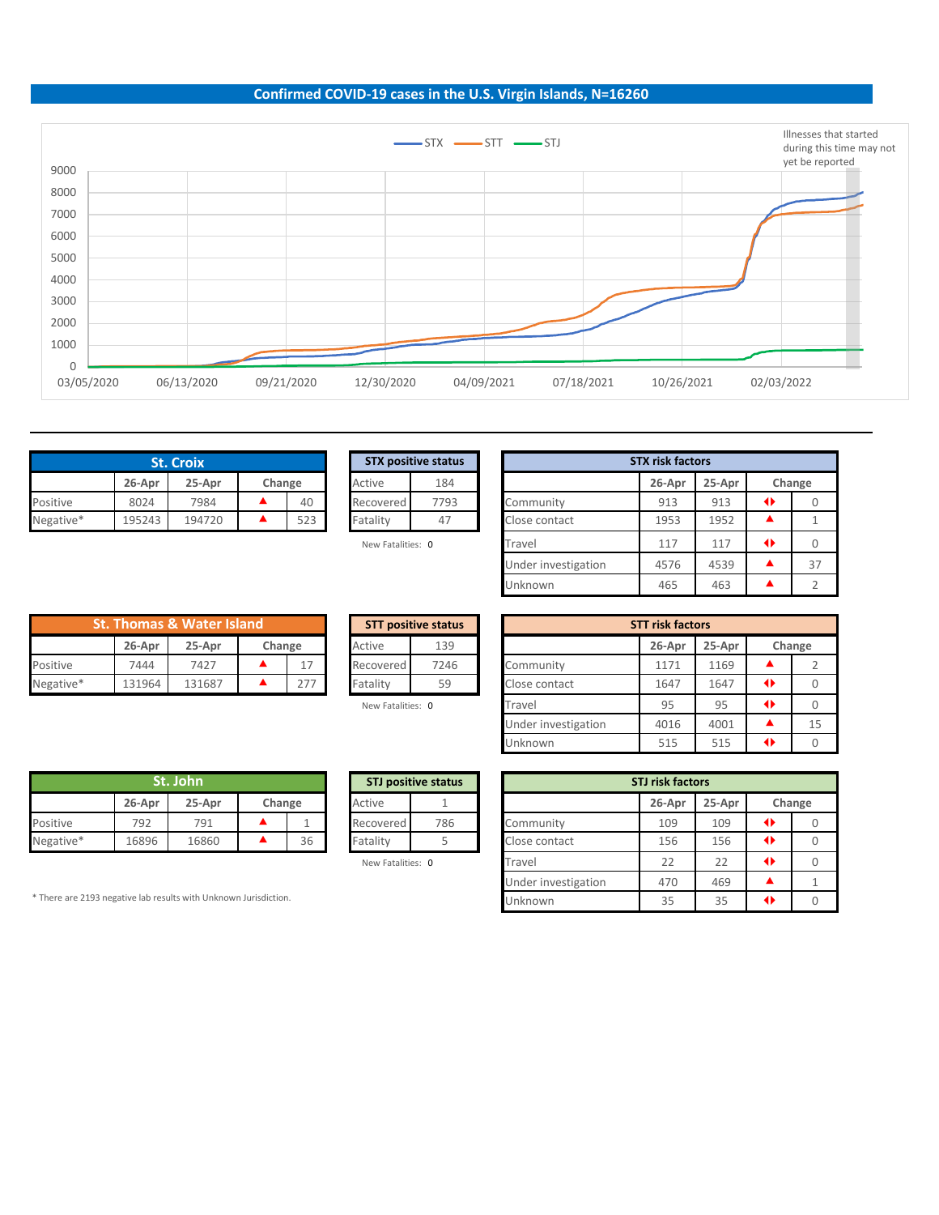## Confirmed COVID-19 cases in the U.S. Virgin Islands, N=16260

STX STT STJ

Illnesses that started during this time may not yet be reported

9000
8000
7000
6000
5000
4000
3000
2000
1000
0

03/05/2020 06/13/2020 09/21/2020 12/30/2020 04/09/2021 07/18/2021 10/26/2021 02/03/2022

| St. Croix | 26-Apr | 25-Apr | Change | |
|---|---|---|---|---|
| Positive | 8024 | 7984 | ▲ | 40 |
| Negative* | 195243 | 194720 | ▲ | 523 |

| STX positive status | |
|---|---|
| Active | 184 |
| Recovered | 7793 |
| Fatality | 47 |

New Fatalities: 0

| STX risk factors | 26-Apr | 25-Apr | Change | |
|---|---|---|---|---|
| Community | 913 | 913 | ◄► | 0 |
| Close contact | 1953 | 1952 | ▲ | 1 |
| Travel | 117 | 117 | ◄► | 0 |
| Under investigation | 4576 | 4539 | ▲ | 37 |
| Unknown | 465 | 463 | ▲ | 2 |

| St. Thomas & Water Island | 26-Apr | 25-Apr | Change | |
|---|---|---|---|---|
| Positive | 7444 | 7427 | ▲ | 17 |
| Negative* | 131964 | 131687 | ▲ | 277 |

| STT positive status | |
|---|---|
| Active | 139 |
| Recovered | 7246 |
| Fatality | 59 |

New Fatalities: 0

| STT risk factors | 26-Apr | 25-Apr | Change | |
|---|---|---|---|---|
| Community | 1171 | 1169 | ▲ | 2 |
| Close contact | 1647 | 1647 | ◄► | 0 |
| Travel | 95 | 95 | ◄► | 0 |
| Under investigation | 4016 | 4001 | ▲ | 15 |
| Unknown | 515 | 515 | ◄► | 0 |

| St. John | 26-Apr | 25-Apr | Change | |
|---|---|---|---|---|
| Positive | 792 | 791 | ▲ | 1 |
| Negative* | 16896 | 16860 | ▲ | 36 |

| STJ positive status | |
|---|---|
| Active | 1 |
| Recovered | 786 |
| Fatality | 5 |

New Fatalities: 0

| STJ risk factors | 26-Apr | 25-Apr | Change | |
|---|---|---|---|---|
| Community | 109 | 109 | ◄► | 0 |
| Close contact | 156 | 156 | ◄► | 0 |
| Travel | 22 | 22 | ◄► | 0 |
| Under investigation | 470 | 469 | ▲ | 1 |
| Unknown | 35 | 35 | ◄► | 0 |

* There are 2193 negative lab results with Unknown Jurisdiction.